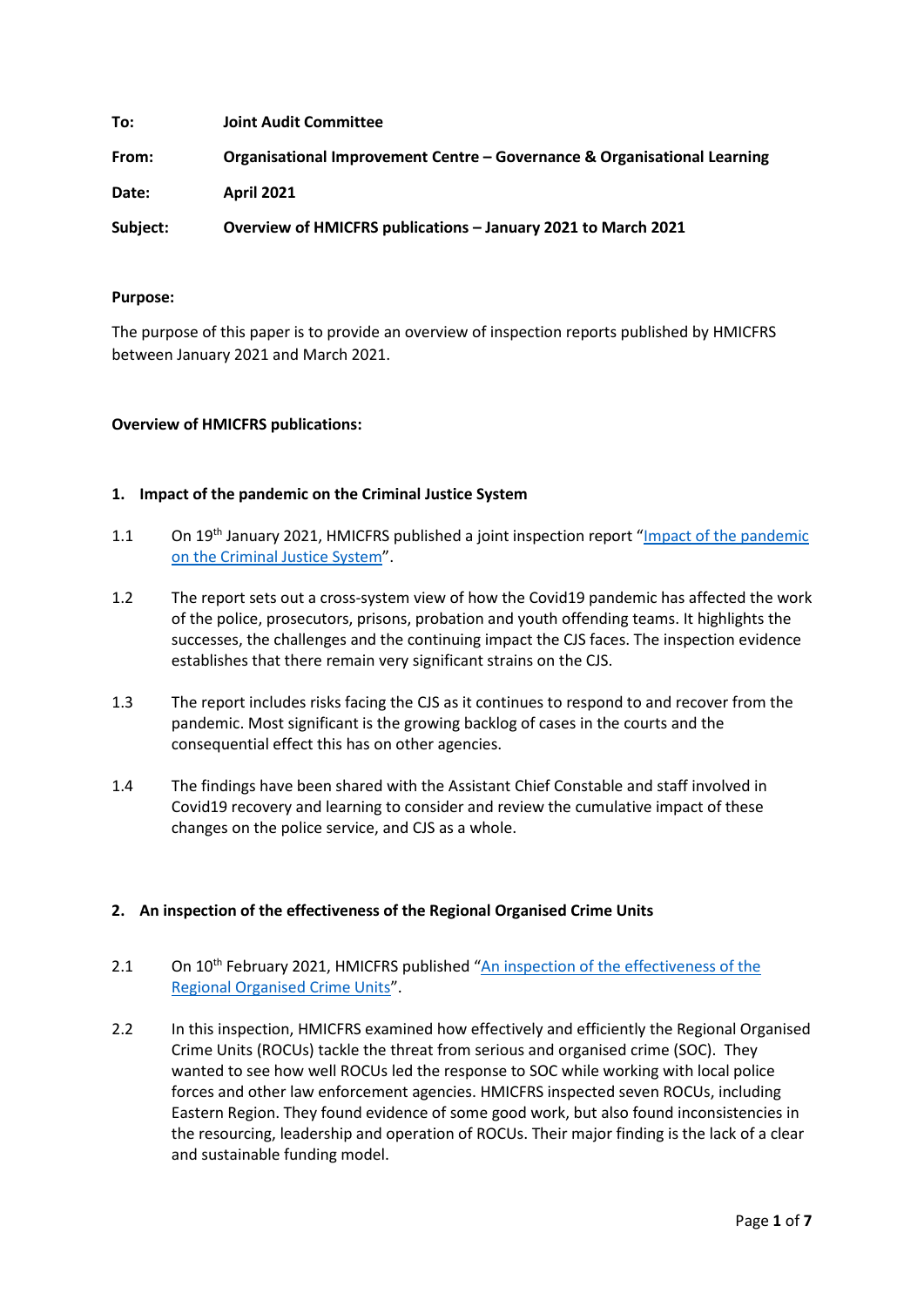**To:** Joint Audit Committee

**From:** Organisational Improvement Centre – Governance & Organisational Learning

**Date:** April 2021

**Subject:** Overview of HMICFRS publications – January 2021 to March 2021

**Purpose:**

The purpose of this paper is to provide an overview of inspection reports published by HMICFRS between January 2021 and March 2021.

**Overview of HMICFRS publications:**

## 1. Impact of the pandemic on the Criminal Justice System

1.1 On 19th January 2021, HMICFRS published a joint inspection report "Impact of the pandemic on the Criminal Justice System".

1.2 The report sets out a cross-system view of how the Covid19 pandemic has affected the work of the police, prosecutors, prisons, probation and youth offending teams. It highlights the successes, the challenges and the continuing impact the CJS faces. The inspection evidence establishes that there remain very significant strains on the CJS.

1.3 The report includes risks facing the CJS as it continues to respond to and recover from the pandemic. Most significant is the growing backlog of cases in the courts and the consequential effect this has on other agencies.

1.4 The findings have been shared with the Assistant Chief Constable and staff involved in Covid19 recovery and learning to consider and review the cumulative impact of these changes on the police service, and CJS as a whole.

## 2. An inspection of the effectiveness of the Regional Organised Crime Units

2.1 On 10th February 2021, HMICFRS published "An inspection of the effectiveness of the Regional Organised Crime Units".

2.2 In this inspection, HMICFRS examined how effectively and efficiently the Regional Organised Crime Units (ROCUs) tackle the threat from serious and organised crime (SOC). They wanted to see how well ROCUs led the response to SOC while working with local police forces and other law enforcement agencies. HMICFRS inspected seven ROCUs, including Eastern Region. They found evidence of some good work, but also found inconsistencies in the resourcing, leadership and operation of ROCUs. Their major finding is the lack of a clear and sustainable funding model.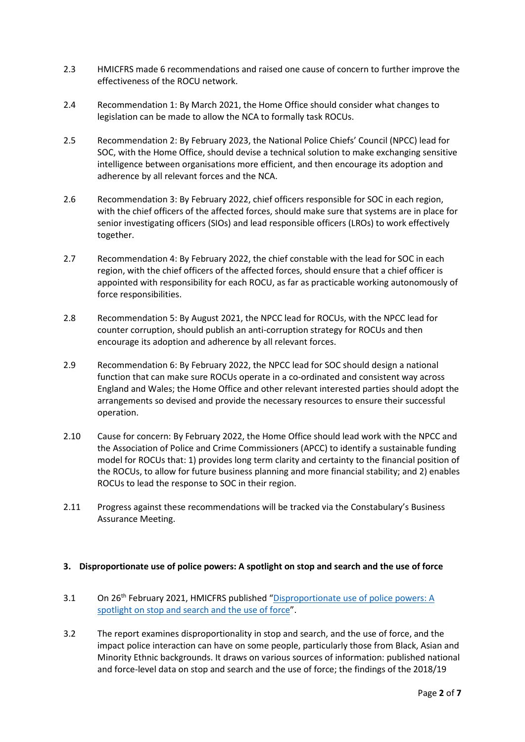2.3 HMICFRS made 6 recommendations and raised one cause of concern to further improve the effectiveness of the ROCU network.

2.4 Recommendation 1: By March 2021, the Home Office should consider what changes to legislation can be made to allow the NCA to formally task ROCUs.

2.5 Recommendation 2: By February 2023, the National Police Chiefs' Council (NPCC) lead for SOC, with the Home Office, should devise a technical solution to make exchanging sensitive intelligence between organisations more efficient, and then encourage its adoption and adherence by all relevant forces and the NCA.

2.6 Recommendation 3: By February 2022, chief officers responsible for SOC in each region, with the chief officers of the affected forces, should make sure that systems are in place for senior investigating officers (SIOs) and lead responsible officers (LROs) to work effectively together.

2.7 Recommendation 4: By February 2022, the chief constable with the lead for SOC in each region, with the chief officers of the affected forces, should ensure that a chief officer is appointed with responsibility for each ROCU, as far as practicable working autonomously of force responsibilities.

2.8 Recommendation 5: By August 2021, the NPCC lead for ROCUs, with the NPCC lead for counter corruption, should publish an anti-corruption strategy for ROCUs and then encourage its adoption and adherence by all relevant forces.

2.9 Recommendation 6: By February 2022, the NPCC lead for SOC should design a national function that can make sure ROCUs operate in a co-ordinated and consistent way across England and Wales; the Home Office and other relevant interested parties should adopt the arrangements so devised and provide the necessary resources to ensure their successful operation.

2.10 Cause for concern: By February 2022, the Home Office should lead work with the NPCC and the Association of Police and Crime Commissioners (APCC) to identify a sustainable funding model for ROCUs that: 1) provides long term clarity and certainty to the financial position of the ROCUs, to allow for future business planning and more financial stability; and 2) enables ROCUs to lead the response to SOC in their region.

2.11 Progress against these recommendations will be tracked via the Constabulary's Business Assurance Meeting.

## 3. Disproportionate use of police powers: A spotlight on stop and search and the use of force

3.1 On 26th February 2021, HMICFRS published "Disproportionate use of police powers: A spotlight on stop and search and the use of force".

3.2 The report examines disproportionality in stop and search, and the use of force, and the impact police interaction can have on some people, particularly those from Black, Asian and Minority Ethnic backgrounds. It draws on various sources of information: published national and force-level data on stop and search and the use of force; the findings of the 2018/19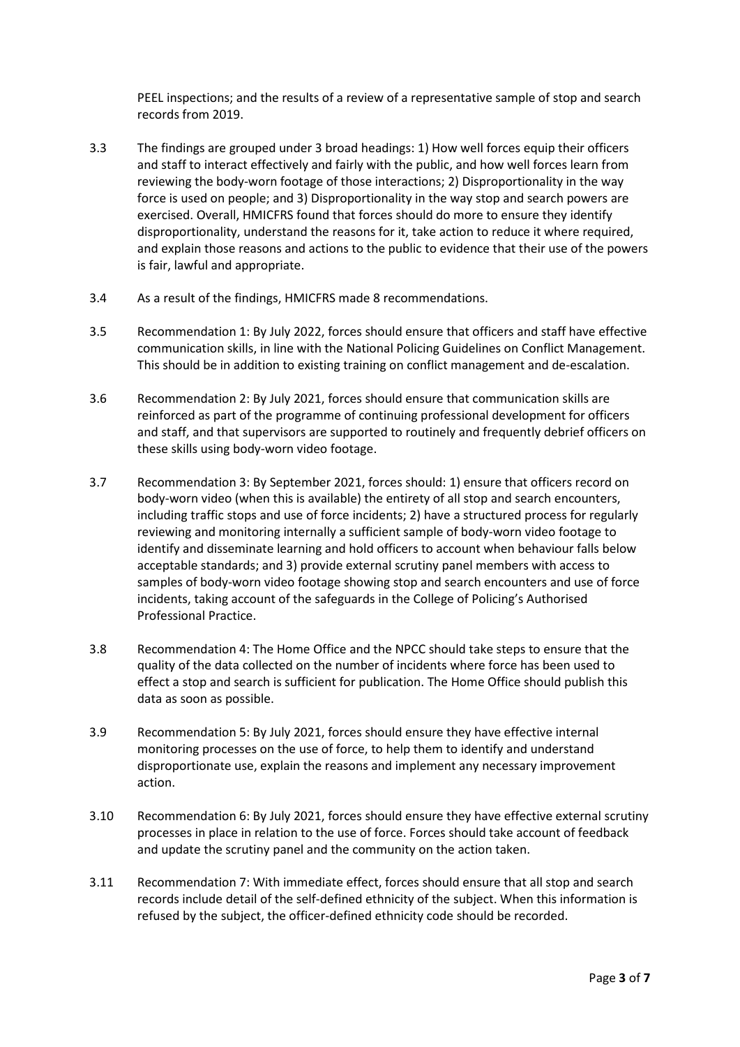PEEL inspections; and the results of a review of a representative sample of stop and search records from 2019.

3.3 The findings are grouped under 3 broad headings: 1) How well forces equip their officers and staff to interact effectively and fairly with the public, and how well forces learn from reviewing the body-worn footage of those interactions; 2) Disproportionality in the way force is used on people; and 3) Disproportionality in the way stop and search powers are exercised. Overall, HMICFRS found that forces should do more to ensure they identify disproportionality, understand the reasons for it, take action to reduce it where required, and explain those reasons and actions to the public to evidence that their use of the powers is fair, lawful and appropriate.

3.4 As a result of the findings, HMICFRS made 8 recommendations.

3.5 Recommendation 1: By July 2022, forces should ensure that officers and staff have effective communication skills, in line with the National Policing Guidelines on Conflict Management. This should be in addition to existing training on conflict management and de-escalation.

3.6 Recommendation 2: By July 2021, forces should ensure that communication skills are reinforced as part of the programme of continuing professional development for officers and staff, and that supervisors are supported to routinely and frequently debrief officers on these skills using body-worn video footage.

3.7 Recommendation 3: By September 2021, forces should: 1) ensure that officers record on body-worn video (when this is available) the entirety of all stop and search encounters, including traffic stops and use of force incidents; 2) have a structured process for regularly reviewing and monitoring internally a sufficient sample of body-worn video footage to identify and disseminate learning and hold officers to account when behaviour falls below acceptable standards; and 3) provide external scrutiny panel members with access to samples of body-worn video footage showing stop and search encounters and use of force incidents, taking account of the safeguards in the College of Policing's Authorised Professional Practice.

3.8 Recommendation 4: The Home Office and the NPCC should take steps to ensure that the quality of the data collected on the number of incidents where force has been used to effect a stop and search is sufficient for publication. The Home Office should publish this data as soon as possible.

3.9 Recommendation 5: By July 2021, forces should ensure they have effective internal monitoring processes on the use of force, to help them to identify and understand disproportionate use, explain the reasons and implement any necessary improvement action.

3.10 Recommendation 6: By July 2021, forces should ensure they have effective external scrutiny processes in place in relation to the use of force. Forces should take account of feedback and update the scrutiny panel and the community on the action taken.

3.11 Recommendation 7: With immediate effect, forces should ensure that all stop and search records include detail of the self-defined ethnicity of the subject. When this information is refused by the subject, the officer-defined ethnicity code should be recorded.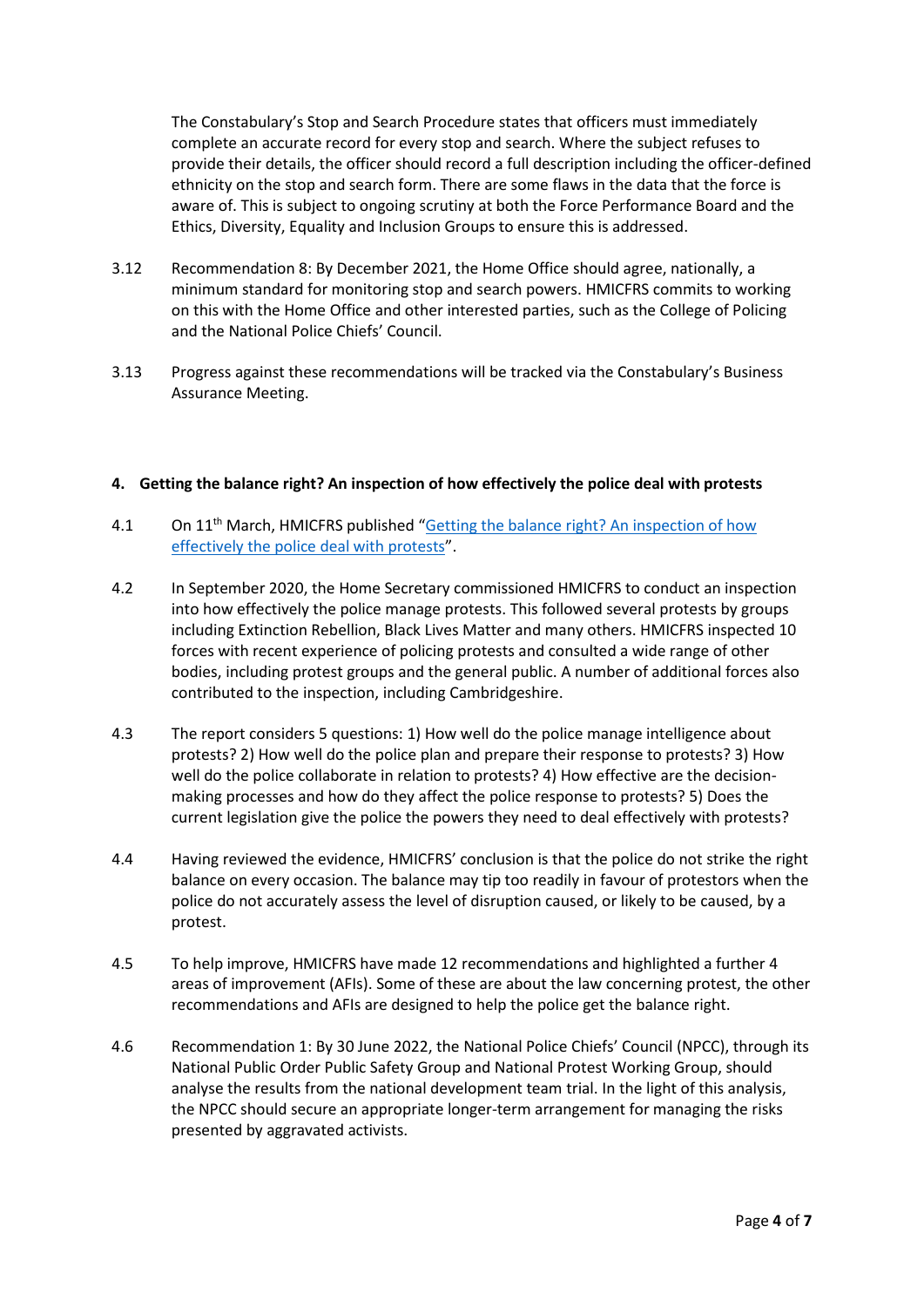The Constabulary's Stop and Search Procedure states that officers must immediately complete an accurate record for every stop and search. Where the subject refuses to provide their details, the officer should record a full description including the officer-defined ethnicity on the stop and search form. There are some flaws in the data that the force is aware of. This is subject to ongoing scrutiny at both the Force Performance Board and the Ethics, Diversity, Equality and Inclusion Groups to ensure this is addressed.

3.12 Recommendation 8: By December 2021, the Home Office should agree, nationally, a minimum standard for monitoring stop and search powers. HMICFRS commits to working on this with the Home Office and other interested parties, such as the College of Policing and the National Police Chiefs' Council.

3.13 Progress against these recommendations will be tracked via the Constabulary's Business Assurance Meeting.

## 4. Getting the balance right? An inspection of how effectively the police deal with protests

4.1 On 11th March, HMICFRS published "Getting the balance right? An inspection of how effectively the police deal with protests".

4.2 In September 2020, the Home Secretary commissioned HMICFRS to conduct an inspection into how effectively the police manage protests. This followed several protests by groups including Extinction Rebellion, Black Lives Matter and many others. HMICFRS inspected 10 forces with recent experience of policing protests and consulted a wide range of other bodies, including protest groups and the general public. A number of additional forces also contributed to the inspection, including Cambridgeshire.

4.3 The report considers 5 questions: 1) How well do the police manage intelligence about protests? 2) How well do the police plan and prepare their response to protests? 3) How well do the police collaborate in relation to protests? 4) How effective are the decision-making processes and how do they affect the police response to protests? 5) Does the current legislation give the police the powers they need to deal effectively with protests?

4.4 Having reviewed the evidence, HMICFRS' conclusion is that the police do not strike the right balance on every occasion. The balance may tip too readily in favour of protestors when the police do not accurately assess the level of disruption caused, or likely to be caused, by a protest.

4.5 To help improve, HMICFRS have made 12 recommendations and highlighted a further 4 areas of improvement (AFIs). Some of these are about the law concerning protest, the other recommendations and AFIs are designed to help the police get the balance right.

4.6 Recommendation 1: By 30 June 2022, the National Police Chiefs' Council (NPCC), through its National Public Order Public Safety Group and National Protest Working Group, should analyse the results from the national development team trial. In the light of this analysis, the NPCC should secure an appropriate longer-term arrangement for managing the risks presented by aggravated activists.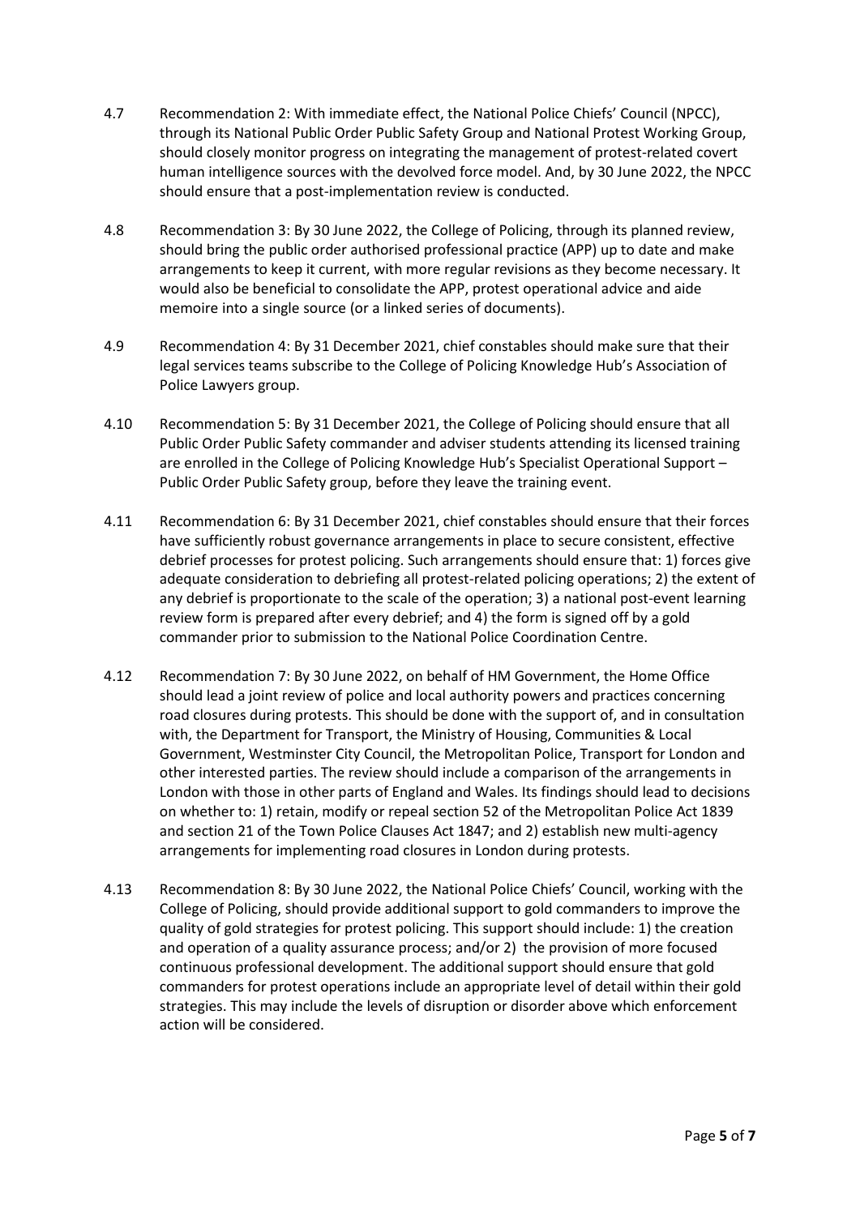4.7 Recommendation 2: With immediate effect, the National Police Chiefs' Council (NPCC), through its National Public Order Public Safety Group and National Protest Working Group, should closely monitor progress on integrating the management of protest-related covert human intelligence sources with the devolved force model. And, by 30 June 2022, the NPCC should ensure that a post-implementation review is conducted.

4.8 Recommendation 3: By 30 June 2022, the College of Policing, through its planned review, should bring the public order authorised professional practice (APP) up to date and make arrangements to keep it current, with more regular revisions as they become necessary. It would also be beneficial to consolidate the APP, protest operational advice and aide memoire into a single source (or a linked series of documents).

4.9 Recommendation 4: By 31 December 2021, chief constables should make sure that their legal services teams subscribe to the College of Policing Knowledge Hub's Association of Police Lawyers group.

4.10 Recommendation 5: By 31 December 2021, the College of Policing should ensure that all Public Order Public Safety commander and adviser students attending its licensed training are enrolled in the College of Policing Knowledge Hub's Specialist Operational Support – Public Order Public Safety group, before they leave the training event.

4.11 Recommendation 6: By 31 December 2021, chief constables should ensure that their forces have sufficiently robust governance arrangements in place to secure consistent, effective debrief processes for protest policing. Such arrangements should ensure that: 1) forces give adequate consideration to debriefing all protest-related policing operations; 2) the extent of any debrief is proportionate to the scale of the operation; 3) a national post-event learning review form is prepared after every debrief; and 4) the form is signed off by a gold commander prior to submission to the National Police Coordination Centre.

4.12 Recommendation 7: By 30 June 2022, on behalf of HM Government, the Home Office should lead a joint review of police and local authority powers and practices concerning road closures during protests. This should be done with the support of, and in consultation with, the Department for Transport, the Ministry of Housing, Communities & Local Government, Westminster City Council, the Metropolitan Police, Transport for London and other interested parties. The review should include a comparison of the arrangements in London with those in other parts of England and Wales. Its findings should lead to decisions on whether to: 1) retain, modify or repeal section 52 of the Metropolitan Police Act 1839 and section 21 of the Town Police Clauses Act 1847; and 2) establish new multi-agency arrangements for implementing road closures in London during protests.

4.13 Recommendation 8: By 30 June 2022, the National Police Chiefs' Council, working with the College of Policing, should provide additional support to gold commanders to improve the quality of gold strategies for protest policing. This support should include: 1) the creation and operation of a quality assurance process; and/or 2) the provision of more focused continuous professional development. The additional support should ensure that gold commanders for protest operations include an appropriate level of detail within their gold strategies. This may include the levels of disruption or disorder above which enforcement action will be considered.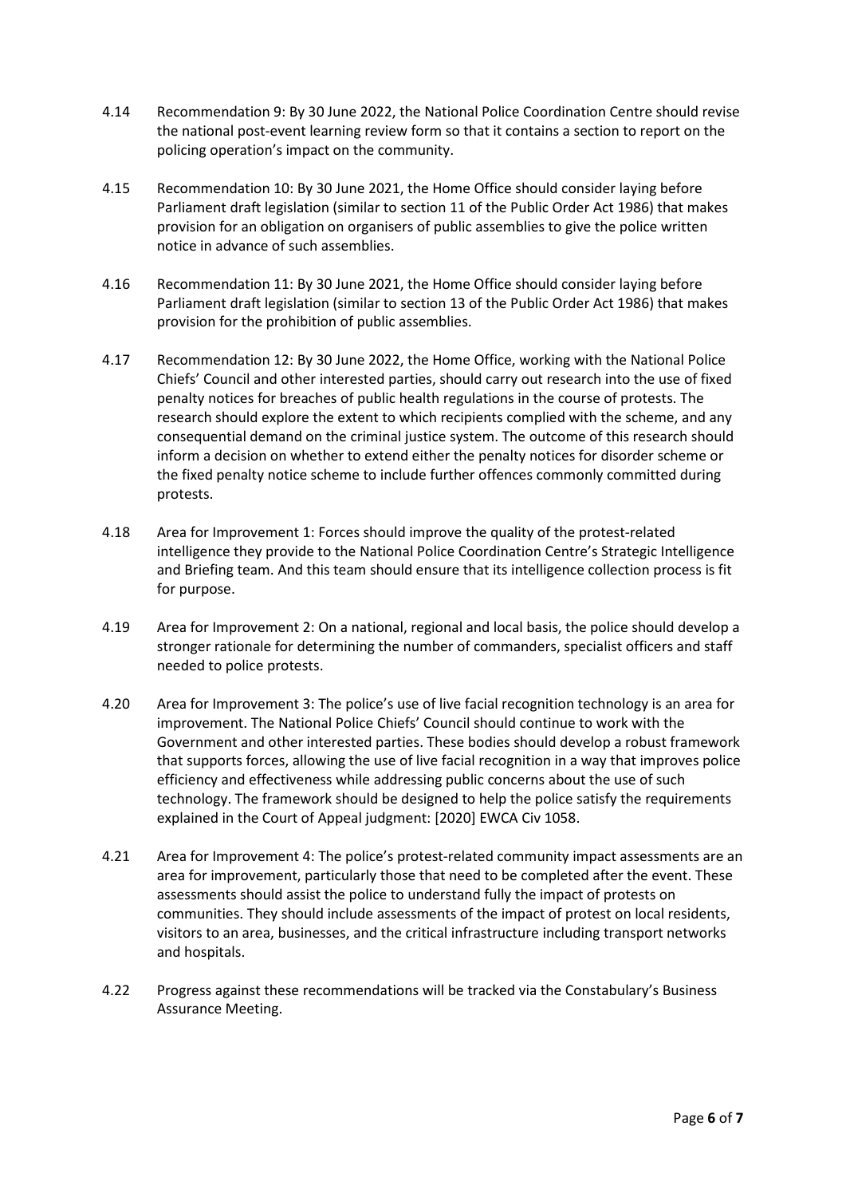4.14 Recommendation 9: By 30 June 2022, the National Police Coordination Centre should revise the national post-event learning review form so that it contains a section to report on the policing operation's impact on the community.

4.15 Recommendation 10: By 30 June 2021, the Home Office should consider laying before Parliament draft legislation (similar to section 11 of the Public Order Act 1986) that makes provision for an obligation on organisers of public assemblies to give the police written notice in advance of such assemblies.

4.16 Recommendation 11: By 30 June 2021, the Home Office should consider laying before Parliament draft legislation (similar to section 13 of the Public Order Act 1986) that makes provision for the prohibition of public assemblies.

4.17 Recommendation 12: By 30 June 2022, the Home Office, working with the National Police Chiefs' Council and other interested parties, should carry out research into the use of fixed penalty notices for breaches of public health regulations in the course of protests. The research should explore the extent to which recipients complied with the scheme, and any consequential demand on the criminal justice system. The outcome of this research should inform a decision on whether to extend either the penalty notices for disorder scheme or the fixed penalty notice scheme to include further offences commonly committed during protests.

4.18 Area for Improvement 1: Forces should improve the quality of the protest-related intelligence they provide to the National Police Coordination Centre's Strategic Intelligence and Briefing team. And this team should ensure that its intelligence collection process is fit for purpose.

4.19 Area for Improvement 2: On a national, regional and local basis, the police should develop a stronger rationale for determining the number of commanders, specialist officers and staff needed to police protests.

4.20 Area for Improvement 3: The police's use of live facial recognition technology is an area for improvement. The National Police Chiefs' Council should continue to work with the Government and other interested parties. These bodies should develop a robust framework that supports forces, allowing the use of live facial recognition in a way that improves police efficiency and effectiveness while addressing public concerns about the use of such technology. The framework should be designed to help the police satisfy the requirements explained in the Court of Appeal judgment: [2020] EWCA Civ 1058.

4.21 Area for Improvement 4: The police's protest-related community impact assessments are an area for improvement, particularly those that need to be completed after the event. These assessments should assist the police to understand fully the impact of protests on communities. They should include assessments of the impact of protest on local residents, visitors to an area, businesses, and the critical infrastructure including transport networks and hospitals.

4.22 Progress against these recommendations will be tracked via the Constabulary's Business Assurance Meeting.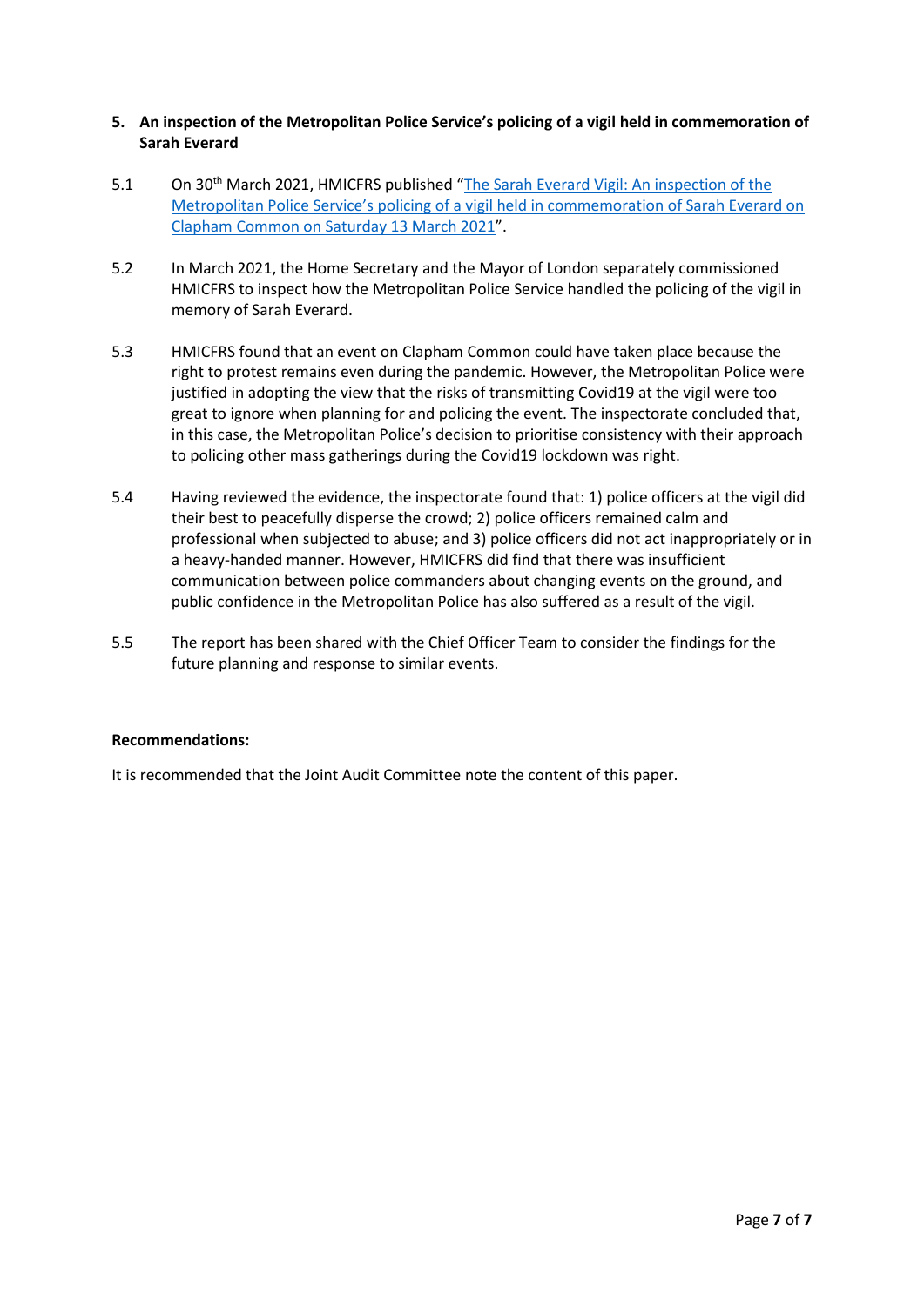## 5. An inspection of the Metropolitan Police Service's policing of a vigil held in commemoration of Sarah Everard

5.1 On 30th March 2021, HMICFRS published "The Sarah Everard Vigil: An inspection of the Metropolitan Police Service's policing of a vigil held in commemoration of Sarah Everard on Clapham Common on Saturday 13 March 2021".

5.2 In March 2021, the Home Secretary and the Mayor of London separately commissioned HMICFRS to inspect how the Metropolitan Police Service handled the policing of the vigil in memory of Sarah Everard.

5.3 HMICFRS found that an event on Clapham Common could have taken place because the right to protest remains even during the pandemic. However, the Metropolitan Police were justified in adopting the view that the risks of transmitting Covid19 at the vigil were too great to ignore when planning for and policing the event. The inspectorate concluded that, in this case, the Metropolitan Police's decision to prioritise consistency with their approach to policing other mass gatherings during the Covid19 lockdown was right.

5.4 Having reviewed the evidence, the inspectorate found that: 1) police officers at the vigil did their best to peacefully disperse the crowd; 2) police officers remained calm and professional when subjected to abuse; and 3) police officers did not act inappropriately or in a heavy-handed manner. However, HMICFRS did find that there was insufficient communication between police commanders about changing events on the ground, and public confidence in the Metropolitan Police has also suffered as a result of the vigil.

5.5 The report has been shared with the Chief Officer Team to consider the findings for the future planning and response to similar events.

**Recommendations:**

It is recommended that the Joint Audit Committee note the content of this paper.